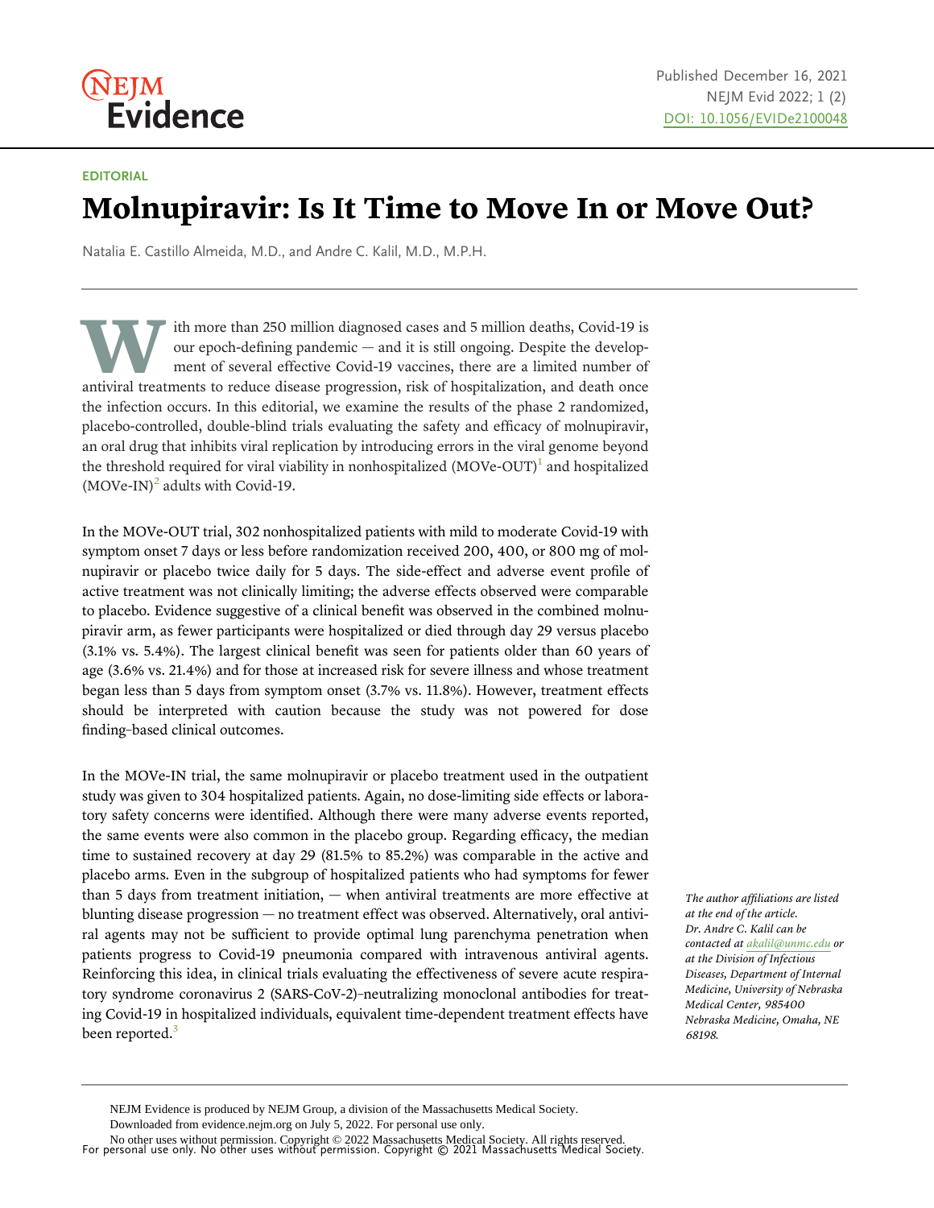EDITORIAL

# Molnupiravir: Is It Time to Move In or Move Out?

Natalia E. Castillo Almeida, M.D., and Andre C. Kalil, M.D., M.P.H.

With more than 250 million diagnosed cases and 5 million deaths, Covid-19 is our epoch-defining pandemic — and it is still ongoing. Despite the development of several effective Covid-19 vaccines, there are a limited number of antiviral treatments to reduce disease progression, risk of hospitalization, and death once the infection occurs. In this editorial, we examine the results of the phase 2 randomized, placebo-controlled, double-blind trials evaluating the safety and efficacy of molnupiravir, an oral drug that inhibits viral replication by introducing errors in the viral genome beyond the threshold required for viral viability in nonhospitalized (MOVe-OUT)[1] and hospitalized (MOVe-IN)[2] adults with Covid-19.

In the MOVe-OUT trial, 302 nonhospitalized patients with mild to moderate Covid-19 with symptom onset 7 days or less before randomization received 200, 400, or 800 mg of molnupiravir or placebo twice daily for 5 days. The side-effect and adverse event profile of active treatment was not clinically limiting; the adverse effects observed were comparable to placebo. Evidence suggestive of a clinical benefit was observed in the combined molnupiravir arm, as fewer participants were hospitalized or died through day 29 versus placebo (3.1% vs. 5.4%). The largest clinical benefit was seen for patients older than 60 years of age (3.6% vs. 21.4%) and for those at increased risk for severe illness and whose treatment began less than 5 days from symptom onset (3.7% vs. 11.8%). However, treatment effects should be interpreted with caution because the study was not powered for dose finding–based clinical outcomes.

In the MOVe-IN trial, the same molnupiravir or placebo treatment used in the outpatient study was given to 304 hospitalized patients. Again, no dose-limiting side effects or laboratory safety concerns were identified. Although there were many adverse events reported, the same events were also common in the placebo group. Regarding efficacy, the median time to sustained recovery at day 29 (81.5% to 85.2%) was comparable in the active and placebo arms. Even in the subgroup of hospitalized patients who had symptoms for fewer than 5 days from treatment initiation, — when antiviral treatments are more effective at blunting disease progression — no treatment effect was observed. Alternatively, oral antiviral agents may not be sufficient to provide optimal lung parenchyma penetration when patients progress to Covid-19 pneumonia compared with intravenous antiviral agents. Reinforcing this idea, in clinical trials evaluating the effectiveness of severe acute respiratory syndrome coronavirus 2 (SARS-CoV-2)–neutralizing monoclonal antibodies for treating Covid-19 in hospitalized individuals, equivalent time-dependent treatment effects have been reported.[3]

*The author affiliations are listed at the end of the article. Dr. Andre C. Kalil can be contacted at akalil@unmc.edu or at the Division of Infectious Diseases, Department of Internal Medicine, University of Nebraska Medical Center, 985400 Nebraska Medicine, Omaha, NE 68198.*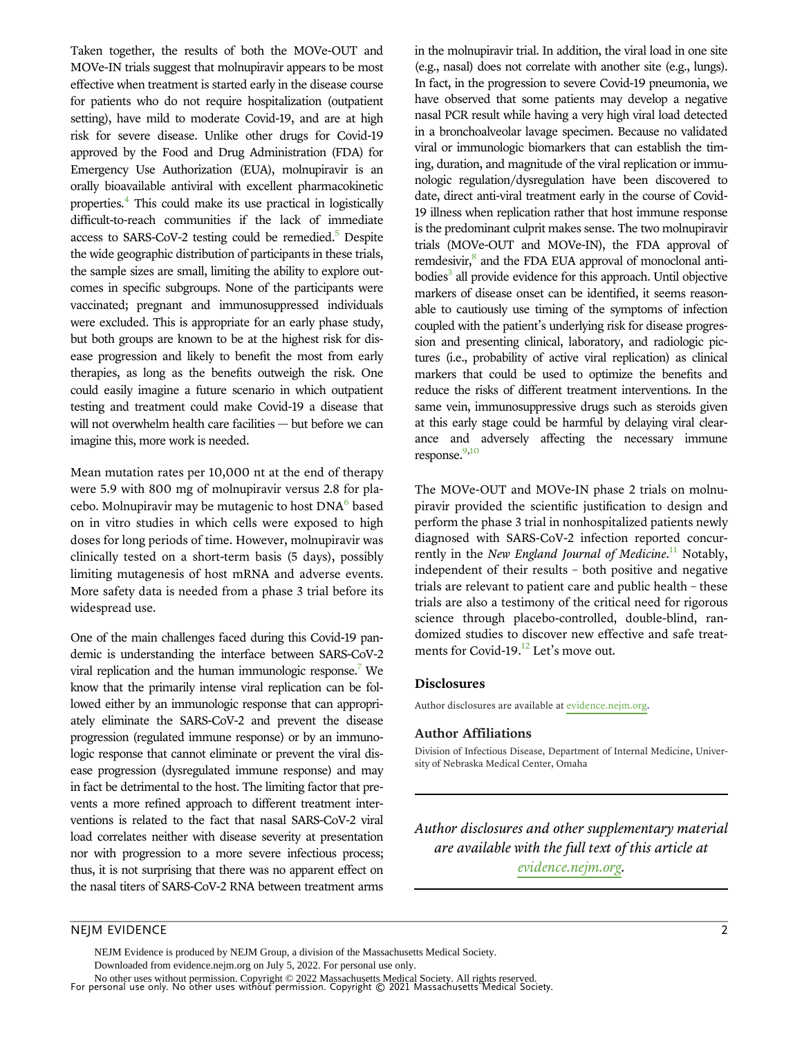Taken together, the results of both the MOVe-OUT and MOVe-IN trials suggest that molnupiravir appears to be most effective when treatment is started early in the disease course for patients who do not require hospitalization (outpatient setting), have mild to moderate Covid-19, and are at high risk for severe disease. Unlike other drugs for Covid-19 approved by the Food and Drug Administration (FDA) for Emergency Use Authorization (EUA), molnupiravir is an orally bioavailable antiviral with excellent pharmacokinetic properties.[4] This could make its use practical in logistically difficult-to-reach communities if the lack of immediate access to SARS-CoV-2 testing could be remedied.[5] Despite the wide geographic distribution of participants in these trials, the sample sizes are small, limiting the ability to explore outcomes in specific subgroups. None of the participants were vaccinated; pregnant and immunosuppressed individuals were excluded. This is appropriate for an early phase study, but both groups are known to be at the highest risk for disease progression and likely to benefit the most from early therapies, as long as the benefits outweigh the risk. One could easily imagine a future scenario in which outpatient testing and treatment could make Covid-19 a disease that will not overwhelm health care facilities — but before we can imagine this, more work is needed.

Mean mutation rates per 10,000 nt at the end of therapy were 5.9 with 800 mg of molnupiravir versus 2.8 for placebo. Molnupiravir may be mutagenic to host DNA[6] based on in vitro studies in which cells were exposed to high doses for long periods of time. However, molnupiravir was clinically tested on a short-term basis (5 days), possibly limiting mutagenesis of host mRNA and adverse events. More safety data is needed from a phase 3 trial before its widespread use.

One of the main challenges faced during this Covid-19 pandemic is understanding the interface between SARS-CoV-2 viral replication and the human immunologic response.[7] We know that the primarily intense viral replication can be followed either by an immunologic response that can appropriately eliminate the SARS-CoV-2 and prevent the disease progression (regulated immune response) or by an immunologic response that cannot eliminate or prevent the viral disease progression (dysregulated immune response) and may in fact be detrimental to the host. The limiting factor that prevents a more refined approach to different treatment interventions is related to the fact that nasal SARS-CoV-2 viral load correlates neither with disease severity at presentation nor with progression to a more severe infectious process; thus, it is not surprising that there was no apparent effect on the nasal titers of SARS-CoV-2 RNA between treatment arms in the molnupiravir trial. In addition, the viral load in one site (e.g., nasal) does not correlate with another site (e.g., lungs). In fact, in the progression to severe Covid-19 pneumonia, we have observed that some patients may develop a negative nasal PCR result while having a very high viral load detected in a bronchoalveolar lavage specimen. Because no validated viral or immunologic biomarkers that can establish the timing, duration, and magnitude of the viral replication or immunologic regulation/dysregulation have been discovered to date, direct anti-viral treatment early in the course of Covid-19 illness when replication rather that host immune response is the predominant culprit makes sense. The two molnupiravir trials (MOVe-OUT and MOVe-IN), the FDA approval of remdesivir,[8] and the FDA EUA approval of monoclonal antibodies[3] all provide evidence for this approach. Until objective markers of disease onset can be identified, it seems reasonable to cautiously use timing of the symptoms of infection coupled with the patient's underlying risk for disease progression and presenting clinical, laboratory, and radiologic pictures (i.e., probability of active viral replication) as clinical markers that could be used to optimize the benefits and reduce the risks of different treatment interventions. In the same vein, immunosuppressive drugs such as steroids given at this early stage could be harmful by delaying viral clearance and adversely affecting the necessary immune response.[9,10]

The MOVe-OUT and MOVe-IN phase 2 trials on molnupiravir provided the scientific justification to design and perform the phase 3 trial in nonhospitalized patients newly diagnosed with SARS-CoV-2 infection reported concurrently in the *New England Journal of Medicine*.[11] Notably, independent of their results – both positive and negative trials are relevant to patient care and public health – these trials are also a testimony of the critical need for rigorous science through placebo-controlled, double-blind, randomized studies to discover new effective and safe treatments for Covid-19.[12] Let's move out.

### Disclosures

Author disclosures are available at evidence.nejm.org.

### Author Affiliations

Division of Infectious Disease, Department of Internal Medicine, University of Nebraska Medical Center, Omaha

*Author disclosures and other supplementary material are available with the full text of this article at evidence.nejm.org.*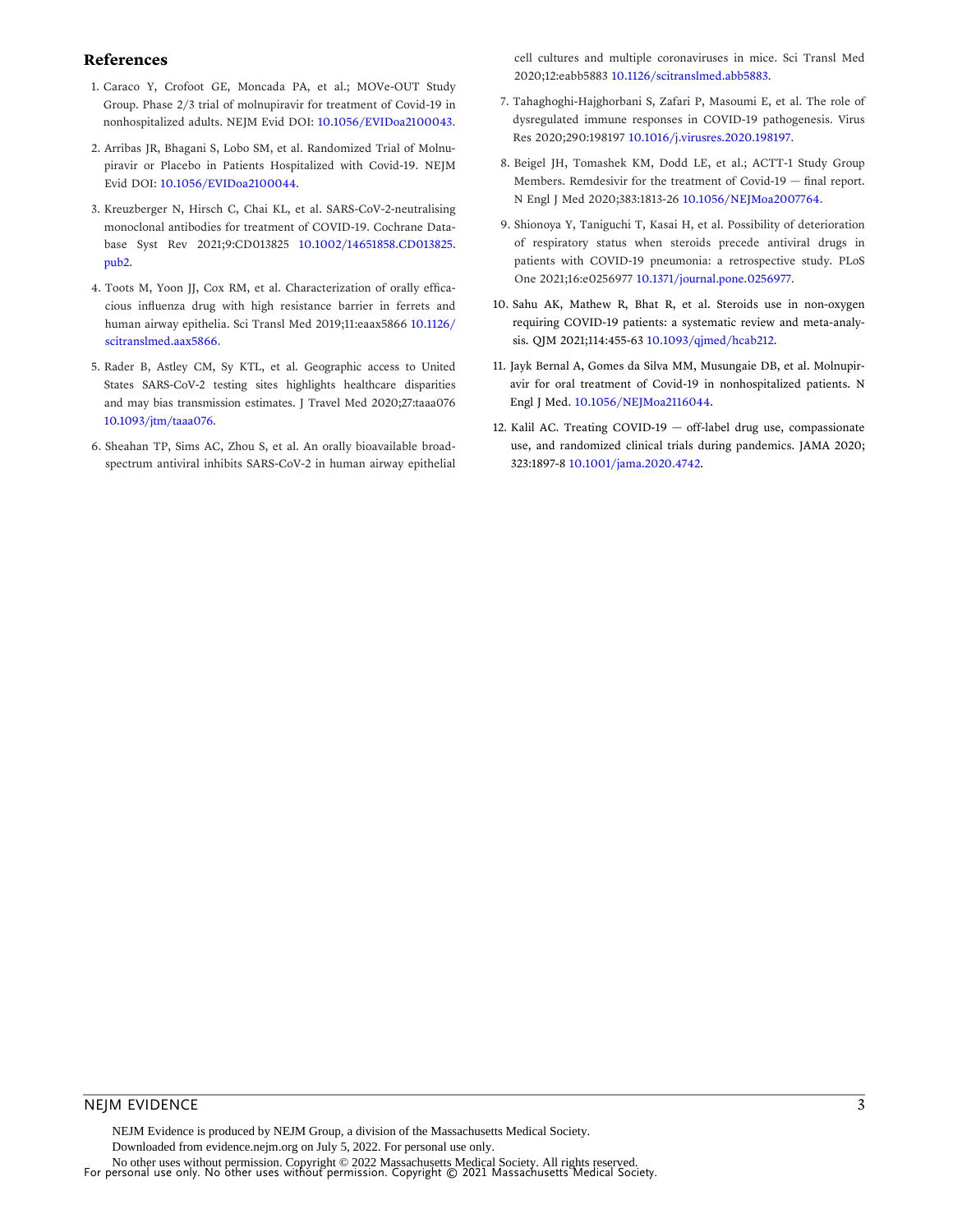## References

1. Caraco Y, Crofoot GE, Moncada PA, et al.; MOVe-OUT Study Group. Phase 2/3 trial of molnupiravir for treatment of Covid-19 in nonhospitalized adults. NEJM Evid DOI: 10.1056/EVIDoa2100043.

2. Arribas JR, Bhagani S, Lobo SM, et al. Randomized Trial of Molnupiravir or Placebo in Patients Hospitalized with Covid-19. NEJM Evid DOI: 10.1056/EVIDoa2100044.

3. Kreuzberger N, Hirsch C, Chai KL, et al. SARS-CoV-2-neutralising monoclonal antibodies for treatment of COVID-19. Cochrane Database Syst Rev 2021;9:CD013825 10.1002/14651858.CD013825.pub2.

4. Toots M, Yoon JJ, Cox RM, et al. Characterization of orally efficacious influenza drug with high resistance barrier in ferrets and human airway epithelia. Sci Transl Med 2019;11:eaax5866 10.1126/scitranslmed.aax5866.

5. Rader B, Astley CM, Sy KTL, et al. Geographic access to United States SARS-CoV-2 testing sites highlights healthcare disparities and may bias transmission estimates. J Travel Med 2020;27:taaa076 10.1093/jtm/taaa076.

6. Sheahan TP, Sims AC, Zhou S, et al. An orally bioavailable broad-spectrum antiviral inhibits SARS-CoV-2 in human airway epithelial cell cultures and multiple coronaviruses in mice. Sci Transl Med 2020;12:eabb5883 10.1126/scitranslmed.abb5883.

7. Tahaghoghi-Hajghorbani S, Zafari P, Masoumi E, et al. The role of dysregulated immune responses in COVID-19 pathogenesis. Virus Res 2020;290:198197 10.1016/j.virusres.2020.198197.

8. Beigel JH, Tomashek KM, Dodd LE, et al.; ACTT-1 Study Group Members. Remdesivir for the treatment of Covid-19 — final report. N Engl J Med 2020;383:1813-26 10.1056/NEJMoa2007764.

9. Shionoya Y, Taniguchi T, Kasai H, et al. Possibility of deterioration of respiratory status when steroids precede antiviral drugs in patients with COVID-19 pneumonia: a retrospective study. PLoS One 2021;16:e0256977 10.1371/journal.pone.0256977.

10. Sahu AK, Mathew R, Bhat R, et al. Steroids use in non-oxygen requiring COVID-19 patients: a systematic review and meta-analysis. QJM 2021;114:455-63 10.1093/qjmed/hcab212.

11. Jayk Bernal A, Gomes da Silva MM, Musungaie DB, et al. Molnupiravir for oral treatment of Covid-19 in nonhospitalized patients. N Engl J Med. 10.1056/NEJMoa2116044.

12. Kalil AC. Treating COVID-19 — off-label drug use, compassionate use, and randomized clinical trials during pandemics. JAMA 2020;323:1897-8 10.1001/jama.2020.4742.